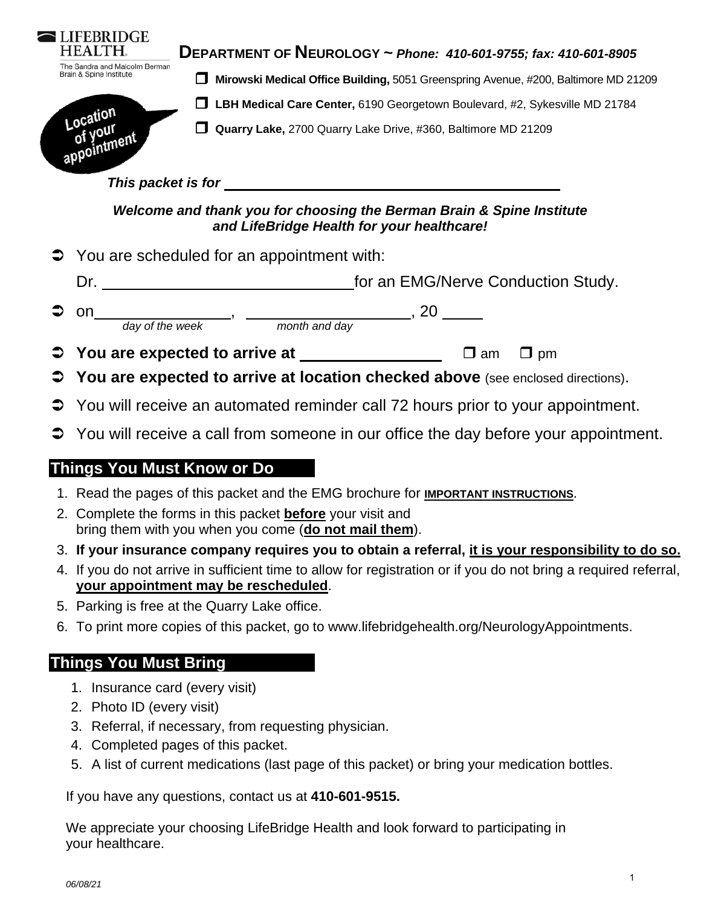LIFEBRIDGE HEALTH
The Sandra and Malcolm Berman Brain & Spine Institute

# DEPARTMENT OF NEUROLOGY ~ *Phone: 410-601-9755; fax: 410-601-8905*

Location of your appointment

- ❒ **Mirowski Medical Office Building,** 5051 Greenspring Avenue, #200, Baltimore MD 21209
- ❒ **LBH Medical Care Center,** 6190 Georgetown Boulevard, #2, Sykesville MD 21784
- ❒ **Quarry Lake,** 2700 Quarry Lake Drive, #360, Baltimore MD 21209

***This packet is for*** ________________________________________

***Welcome and thank you for choosing the Berman Brain & Spine Institute and LifeBridge Health for your healthcare!***

- You are scheduled for an appointment with:
  Dr. ____________________________ for an EMG/Nerve Conduction Study.
- on ______________ (*day of the week*), __________________ (*month and day*), 20 _____
- **You are expected to arrive at** _______________ ❒ am ❒ pm
- **You are expected to arrive at location checked above** (see enclosed directions).
- You will receive an automated reminder call 72 hours prior to your appointment.
- You will receive a call from someone in our office the day before your appointment.

## Things You Must Know or Do

1. Read the pages of this packet and the EMG brochure for **IMPORTANT INSTRUCTIONS**.
2. Complete the forms in this packet **before** your visit and bring them with you when you come (**do not mail them**).
3. **If your insurance company requires you to obtain a referral, it is your responsibility to do so.**
4. If you do not arrive in sufficient time to allow for registration or if you do not bring a required referral, **your appointment may be rescheduled**.
5. Parking is free at the Quarry Lake office.
6. To print more copies of this packet, go to www.lifebridgehealth.org/NeurologyAppointments.

## Things You Must Bring

1. Insurance card (every visit)
2. Photo ID (every visit)
3. Referral, if necessary, from requesting physician.
4. Completed pages of this packet.
5. A list of current medications (last page of this packet) or bring your medication bottles.

If you have any questions, contact us at **410-601-9515.**

We appreciate your choosing LifeBridge Health and look forward to participating in your healthcare.

*06/08/21*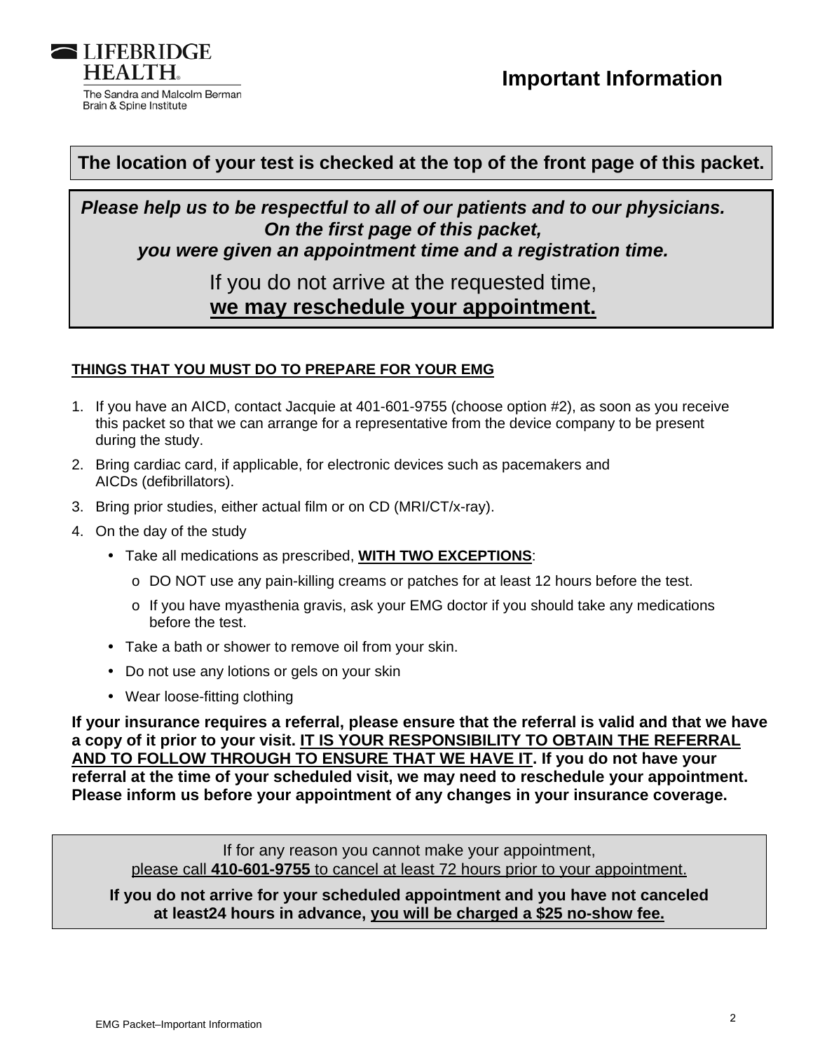LIFEBRIDGE HEALTH

The Sandra and Malcolm Berman Brain & Spine Institute

# Important Information

**The location of your test is checked at the top of the front page of this packet.**

***Please help us to be respectful to all of our patients and to our physicians. On the first page of this packet, you were given an appointment time and a registration time.***

If you do not arrive at the requested time,
**we may reschedule your appointment.**

**THINGS THAT YOU MUST DO TO PREPARE FOR YOUR EMG**

1. If you have an AICD, contact Jacquie at 401-601-9755 (choose option #2), as soon as you receive this packet so that we can arrange for a representative from the device company to be present during the study.
2. Bring cardiac card, if applicable, for electronic devices such as pacemakers and AICDs (defibrillators).
3. Bring prior studies, either actual film or on CD (MRI/CT/x-ray).
4. On the day of the study
   - Take all medications as prescribed, **WITH TWO EXCEPTIONS**:
     - DO NOT use any pain-killing creams or patches for at least 12 hours before the test.
     - If you have myasthenia gravis, ask your EMG doctor if you should take any medications before the test.
   - Take a bath or shower to remove oil from your skin.
   - Do not use any lotions or gels on your skin
   - Wear loose-fitting clothing

**If your insurance requires a referral, please ensure that the referral is valid and that we have a copy of it prior to your visit. IT IS YOUR RESPONSIBILITY TO OBTAIN THE REFERRAL AND TO FOLLOW THROUGH TO ENSURE THAT WE HAVE IT. If you do not have your referral at the time of your scheduled visit, we may need to reschedule your appointment. Please inform us before your appointment of any changes in your insurance coverage.**

If for any reason you cannot make your appointment,
please call **410-601-9755** to cancel at least 72 hours prior to your appointment.

**If you do not arrive for your scheduled appointment and you have not canceled at least24 hours in advance, you will be charged a $25 no-show fee.**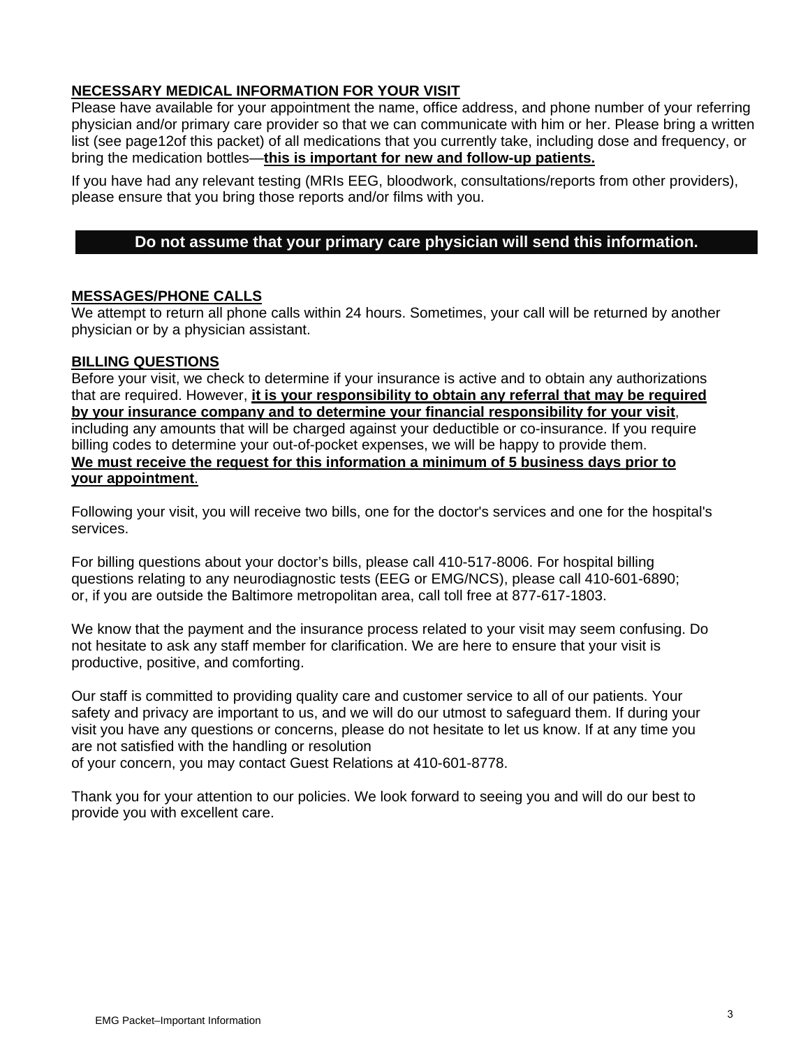**NECESSARY MEDICAL INFORMATION FOR YOUR VISIT**

Please have available for your appointment the name, office address, and phone number of your referring physician and/or primary care provider so that we can communicate with him or her. Please bring a written list (see page12of this packet) of all medications that you currently take, including dose and frequency, or bring the medication bottles—**this is important for new and follow-up patients.**

If you have had any relevant testing (MRIs EEG, bloodwork, consultations/reports from other providers), please ensure that you bring those reports and/or films with you.

**Do not assume that your primary care physician will send this information.**

**MESSAGES/PHONE CALLS**

We attempt to return all phone calls within 24 hours. Sometimes, your call will be returned by another physician or by a physician assistant.

**BILLING QUESTIONS**

Before your visit, we check to determine if your insurance is active and to obtain any authorizations that are required. However, **it is your responsibility to obtain any referral that may be required by your insurance company and to determine your financial responsibility for your visit**, including any amounts that will be charged against your deductible or co-insurance. If you require billing codes to determine your out-of-pocket expenses, we will be happy to provide them. **We must receive the request for this information a minimum of 5 business days prior to your appointment**.

Following your visit, you will receive two bills, one for the doctor's services and one for the hospital's services.

For billing questions about your doctor's bills, please call 410-517-8006. For hospital billing questions relating to any neurodiagnostic tests (EEG or EMG/NCS), please call 410-601-6890; or, if you are outside the Baltimore metropolitan area, call toll free at 877-617-1803.

We know that the payment and the insurance process related to your visit may seem confusing. Do not hesitate to ask any staff member for clarification. We are here to ensure that your visit is productive, positive, and comforting.

Our staff is committed to providing quality care and customer service to all of our patients. Your safety and privacy are important to us, and we will do our utmost to safeguard them. If during your visit you have any questions or concerns, please do not hesitate to let us know. If at any time you are not satisfied with the handling or resolution of your concern, you may contact Guest Relations at 410-601-8778.

Thank you for your attention to our policies. We look forward to seeing you and will do our best to provide you with excellent care.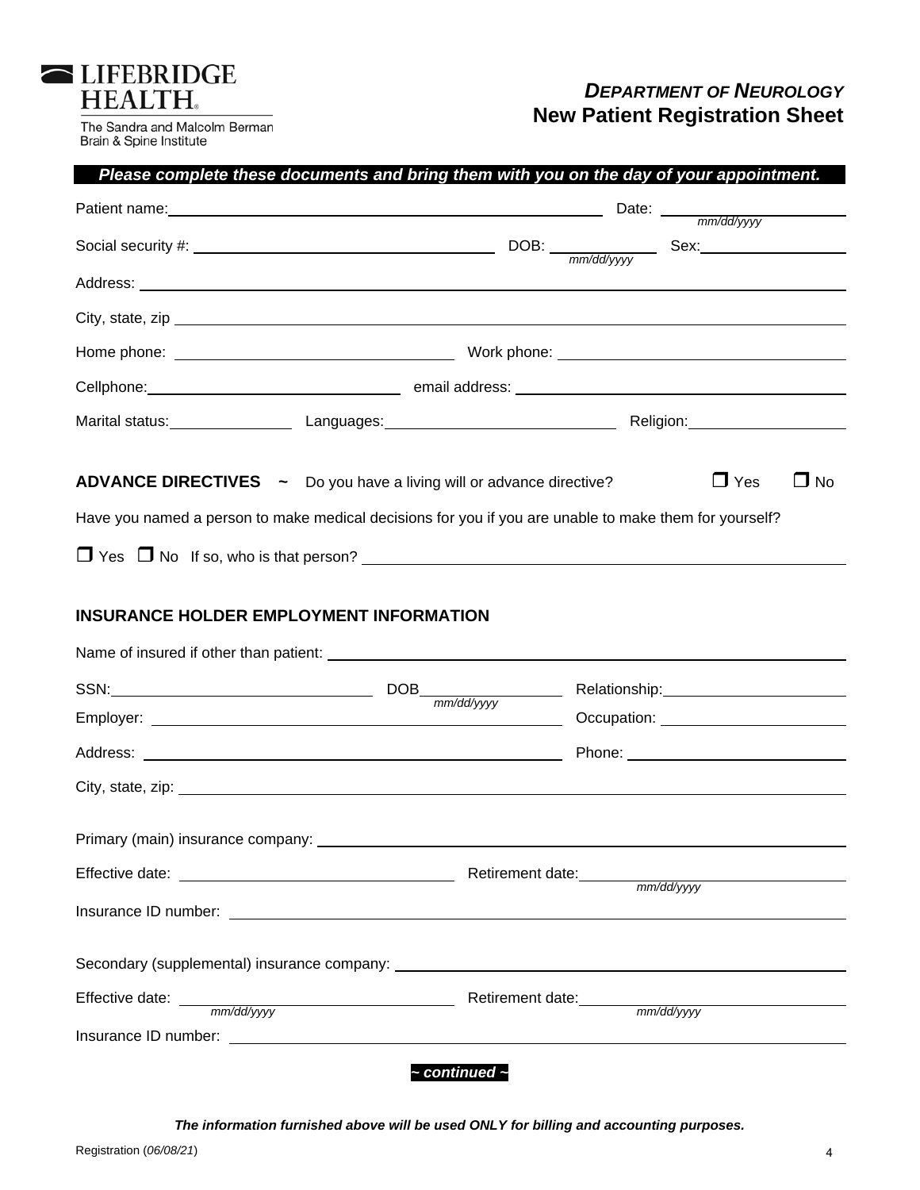LIFEBRIDGE HEALTH.

The Sandra and Malcolm Berman Brain & Spine Institute

# *DEPARTMENT OF NEUROLOGY*
# New Patient Registration Sheet

***Please complete these documents and bring them with you on the day of your appointment.***

Patient name: ____________________ Date: ____________ *mm/dd/yyyy*

Social security #: ____________________ DOB: ____________ *mm/dd/yyyy* Sex: ____________

Address: ____________________________________________

City, state, zip ____________________________________________

Home phone: ____________________ Work phone: ____________________

Cellphone: ____________________ email address: ____________________

Marital status: ____________ Languages: ____________ Religion: ____________

**ADVANCE DIRECTIVES** ~ Do you have a living will or advance directive? ❑ Yes ❑ No

Have you named a person to make medical decisions for you if you are unable to make them for yourself?

❑ Yes ❑ No If so, who is that person? ____________________________________________

## INSURANCE HOLDER EMPLOYMENT INFORMATION

Name of insured if other than patient: ____________________________________________

SSN: ____________________ DOB ____________ *mm/dd/yyyy* Relationship: ____________________

Employer: ____________________ Occupation: ____________________

Address: ____________________ Phone: ____________________

City, state, zip: ____________________________________________

Primary (main) insurance company: ____________________________________________

Effective date: ____________________ Retirement date: ____________ *mm/dd/yyyy*

Insurance ID number: ____________________________________________

Secondary (supplemental) insurance company: ____________________________________________

Effective date: ____________ *mm/dd/yyyy* Retirement date: ____________ *mm/dd/yyyy*

Insurance ID number: ____________________________________________

***~ continued ~***

***The information furnished above will be used ONLY for billing and accounting purposes.***

Registration (*06/08/21*)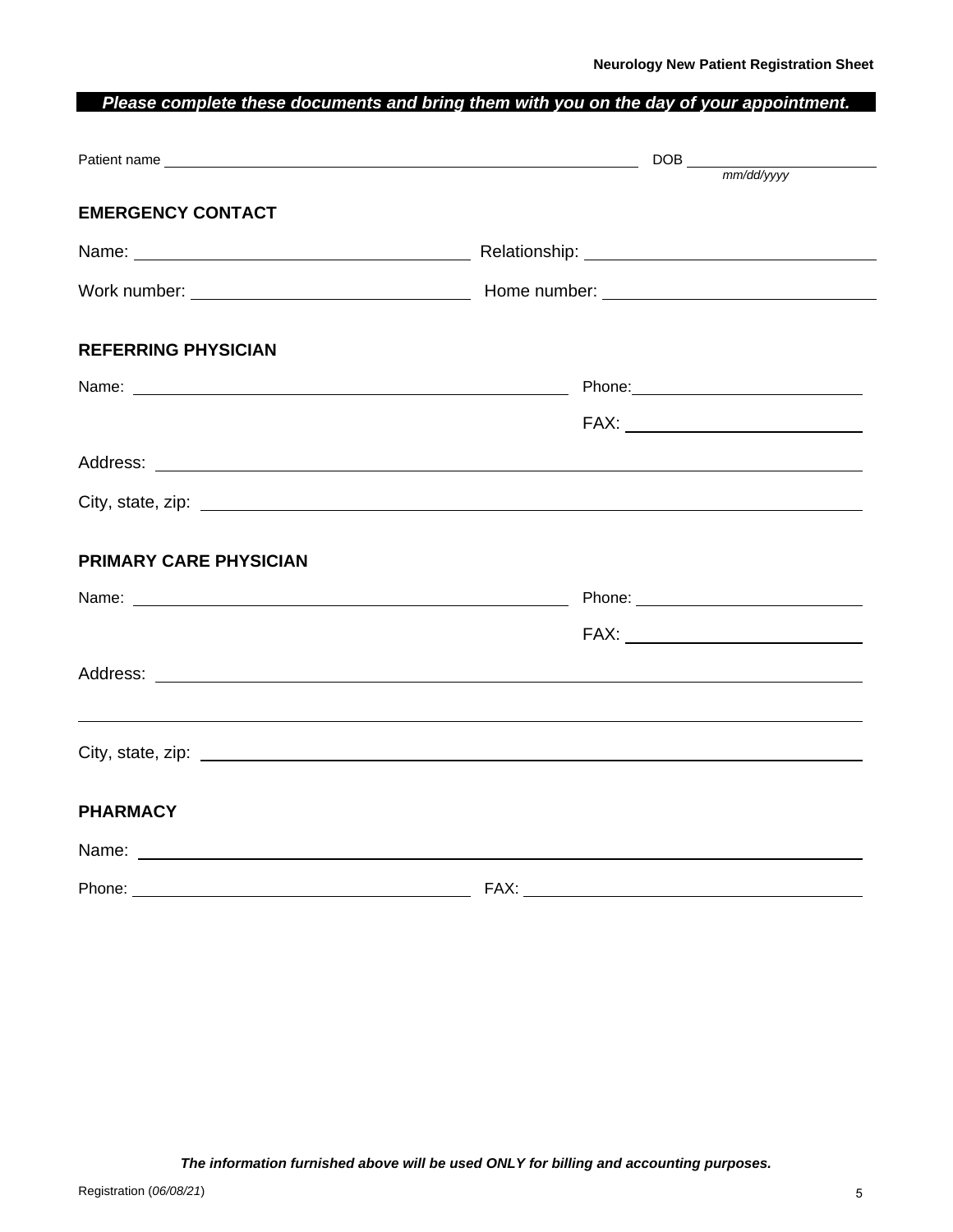**Neurology New Patient Registration Sheet**

***Please complete these documents and bring them with you on the day of your appointment.***

Patient name ______________________________ DOB ______________
*mm/dd/yyyy*

## EMERGENCY CONTACT

Name: ______________________ Relationship: ______________________

Work number: ______________________ Home number: ______________________

## REFERRING PHYSICIAN

Name: ______________________ Phone: ______________________

FAX: ______________________

Address: ______________________________________________

City, state, zip: ______________________________________________

## PRIMARY CARE PHYSICIAN

Name: ______________________ Phone: ______________________

FAX: ______________________

Address: ______________________________________________

______________________________________________

City, state, zip: ______________________________________________

## PHARMACY

Name: ______________________________________________

Phone: ______________________ FAX: ______________________

***The information furnished above will be used ONLY for billing and accounting purposes.***

Registration (*06/08/21*)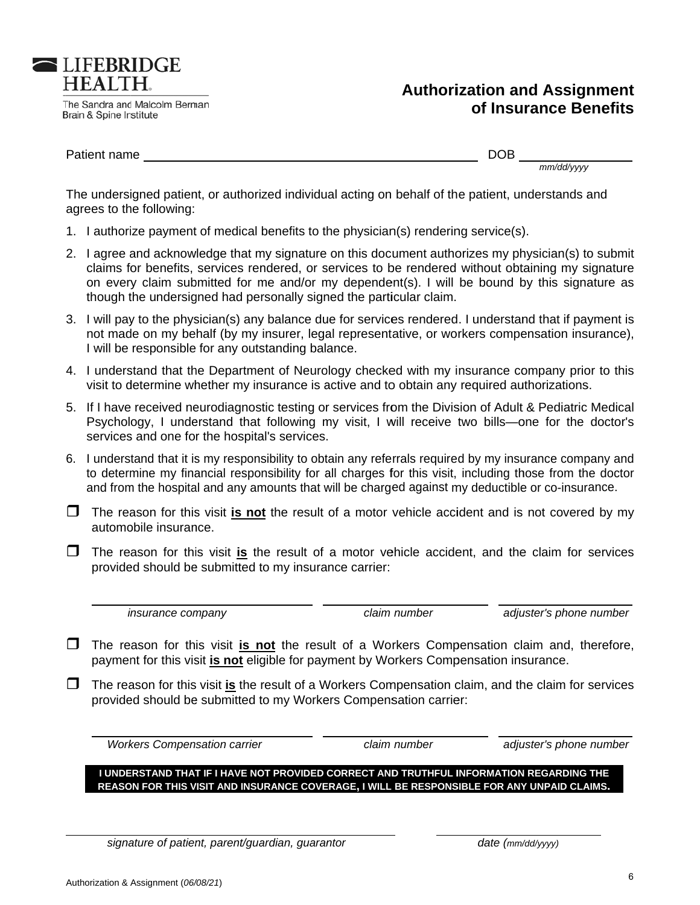LIFEBRIDGE HEALTH

The Sandra and Malcolm Berman Brain & Spine Institute

# Authorization and Assignment of Insurance Benefits

Patient name ______________________________ DOB ______________ *mm/dd/yyyy*

The undersigned patient, or authorized individual acting on behalf of the patient, understands and agrees to the following:

1. I authorize payment of medical benefits to the physician(s) rendering service(s).
2. I agree and acknowledge that my signature on this document authorizes my physician(s) to submit claims for benefits, services rendered, or services to be rendered without obtaining my signature on every claim submitted for me and/or my dependent(s). I will be bound by this signature as though the undersigned had personally signed the particular claim.
3. I will pay to the physician(s) any balance due for services rendered. I understand that if payment is not made on my behalf (by my insurer, legal representative, or workers compensation insurance), I will be responsible for any outstanding balance.
4. I understand that the Department of Neurology checked with my insurance company prior to this visit to determine whether my insurance is active and to obtain any required authorizations.
5. If I have received neurodiagnostic testing or services from the Division of Adult & Pediatric Medical Psychology, I understand that following my visit, I will receive two bills—one for the doctor's services and one for the hospital's services.
6. I understand that it is my responsibility to obtain any referrals required by my insurance company and to determine my financial responsibility for all charges for this visit, including those from the doctor and from the hospital and any amounts that will be charged against my deductible or co-insurance.

- ☐ The reason for this visit **is not** the result of a motor vehicle accident and is not covered by my automobile insurance.
- ☐ The reason for this visit **is** the result of a motor vehicle accident, and the claim for services provided should be submitted to my insurance carrier:

______________________ ______________________ ______________________
*insurance company* *claim number* *adjuster's phone number*

- ☐ The reason for this visit **is not** the result of a Workers Compensation claim and, therefore, payment for this visit **is not** eligible for payment by Workers Compensation insurance.
- ☐ The reason for this visit **is** the result of a Workers Compensation claim, and the claim for services provided should be submitted to my Workers Compensation carrier:

______________________ ______________________ ______________________
*Workers Compensation carrier* *claim number* *adjuster's phone number*

**I UNDERSTAND THAT IF I HAVE NOT PROVIDED CORRECT AND TRUTHFUL INFORMATION REGARDING THE REASON FOR THIS VISIT AND INSURANCE COVERAGE, I WILL BE RESPONSIBLE FOR ANY UNPAID CLAIMS.**

______________________________ ______________________
*signature of patient, parent/guardian, guarantor* *date (mm/dd/yyyy)*

Authorization & Assignment (*06/08/21*)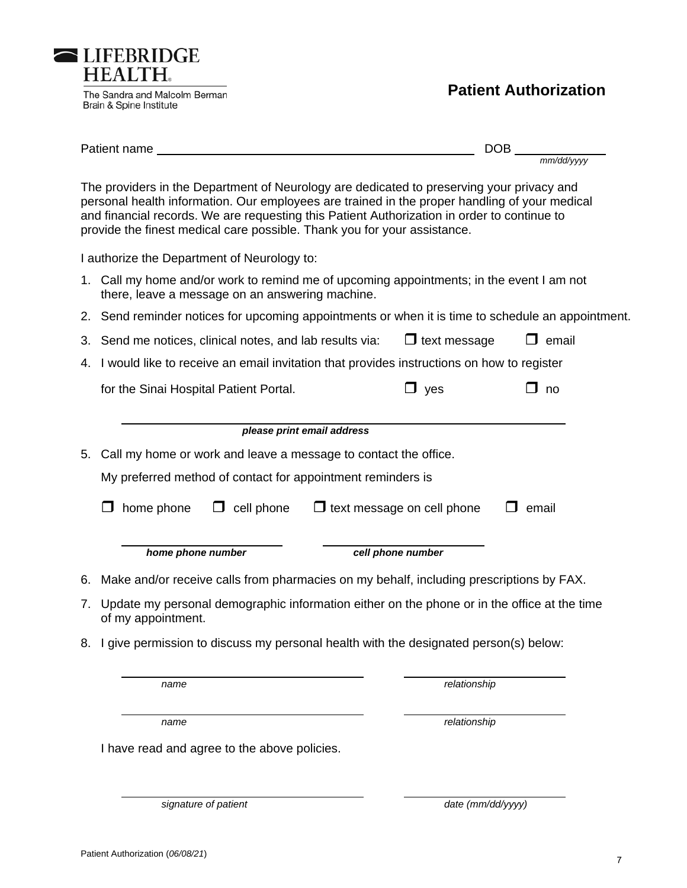LIFEBRIDGE HEALTH
The Sandra and Malcolm Berman Brain & Spine Institute

# Patient Authorization

Patient name ______________________________ DOB ____________ *mm/dd/yyyy*

The providers in the Department of Neurology are dedicated to preserving your privacy and personal health information. Our employees are trained in the proper handling of your medical and financial records. We are requesting this Patient Authorization in order to continue to provide the finest medical care possible. Thank you for your assistance.

I authorize the Department of Neurology to:

1. Call my home and/or work to remind me of upcoming appointments; in the event I am not there, leave a message on an answering machine.
2. Send reminder notices for upcoming appointments or when it is time to schedule an appointment.
3. Send me notices, clinical notes, and lab results via: ☐ text message ☐ email
4. I would like to receive an email invitation that provides instructions on how to register for the Sinai Hospital Patient Portal. ☐ yes ☐ no

   ______________________________
   ***please print email address***

5. Call my home or work and leave a message to contact the office.

   My preferred method of contact for appointment reminders is

   ☐ home phone ☐ cell phone ☐ text message on cell phone ☐ email

   ____________________ ____________________
   ***home phone number*** ***cell phone number***

6. Make and/or receive calls from pharmacies on my behalf, including prescriptions by FAX.
7. Update my personal demographic information either on the phone or in the office at the time of my appointment.
8. I give permission to discuss my personal health with the designated person(s) below:

   ______________________________ ____________________
   *name* *relationship*

   ______________________________ ____________________
   *name* *relationship*

   I have read and agree to the above policies.

   ______________________________ ____________________
   *signature of patient* *date (mm/dd/yyyy)*

Patient Authorization (*06/08/21*)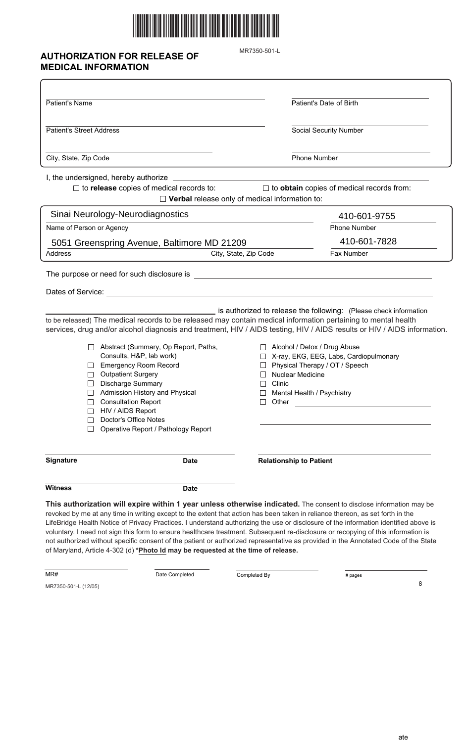MR7350-501-L

# AUTHORIZATION FOR RELEASE OF MEDICAL INFORMATION

Patient's Name ______________________ Patient's Date of Birth ______________________

Patient's Street Address ______________________ Social Security Number ______________________

City, State, Zip Code ______________________ Phone Number ______________________

I, the undersigned, hereby authorize ______________________

☐ to **release** copies of medical records to: ☐ to **obtain** copies of medical records from:

☐ **Verbal** release only of medical information to:

| Name of Person or Agency | Phone Number |
|---|---|
| Sinai Neurology-Neurodiagnostics | 410-601-9755 |

| Address | City, State, Zip Code | Fax Number |
|---|---|---|
| 5051 Greenspring Avenue, Baltimore MD 21209 | | 410-601-7828 |

The purpose or need for such disclosure is ______________________

Dates of Service: ______________________

______________________ is authorized to release the following: (Please check information to be released) The medical records to be released may contain medical information pertaining to mental health services, drug and/or alcohol diagnosis and treatment, HIV / AIDS testing, HIV / AIDS results or HIV / AIDS information.

- ☐ Abstract (Summary, Op Report, Paths, Consults, H&P, lab work)
- ☐ Emergency Room Record
- ☐ Outpatient Surgery
- ☐ Discharge Summary
- ☐ Admission History and Physical
- ☐ Consultation Report
- ☐ HIV / AIDS Report
- ☐ Doctor's Office Notes
- ☐ Operative Report / Pathology Report
- ☐ Alcohol / Detox / Drug Abuse
- ☐ X-ray, EKG, EEG, Labs, Cardiopulmonary
- ☐ Physical Therapy / OT / Speech
- ☐ Nuclear Medicine
- ☐ Clinic
- ☐ Mental Health / Psychiatry
- ☐ Other ______________________

**Signature** ______________ **Date** ______________ **Relationship to Patient** ______________

**Witness** ______________ **Date** ______________

**This authorization will expire within 1 year unless otherwise indicated.** The consent to disclose information may be revoked by me at any time in writing except to the extent that action has been taken in reliance thereon, as set forth in the LifeBridge Health Notice of Privacy Practices. I understand authorizing the use or disclosure of the information identified above is voluntary. I need not sign this form to ensure healthcare treatment. Subsequent re-disclosure or recopying of this information is not authorized without specific consent of the patient or authorized representative as provided in the Annotated Code of the State of Maryland, Article 4-302 (d) **\*Photo Id may be requested at the time of release.**

MR# ______________ Date Completed ______________ Completed By ______________ # pages ______________

MR7350-501-L (12/05)

ate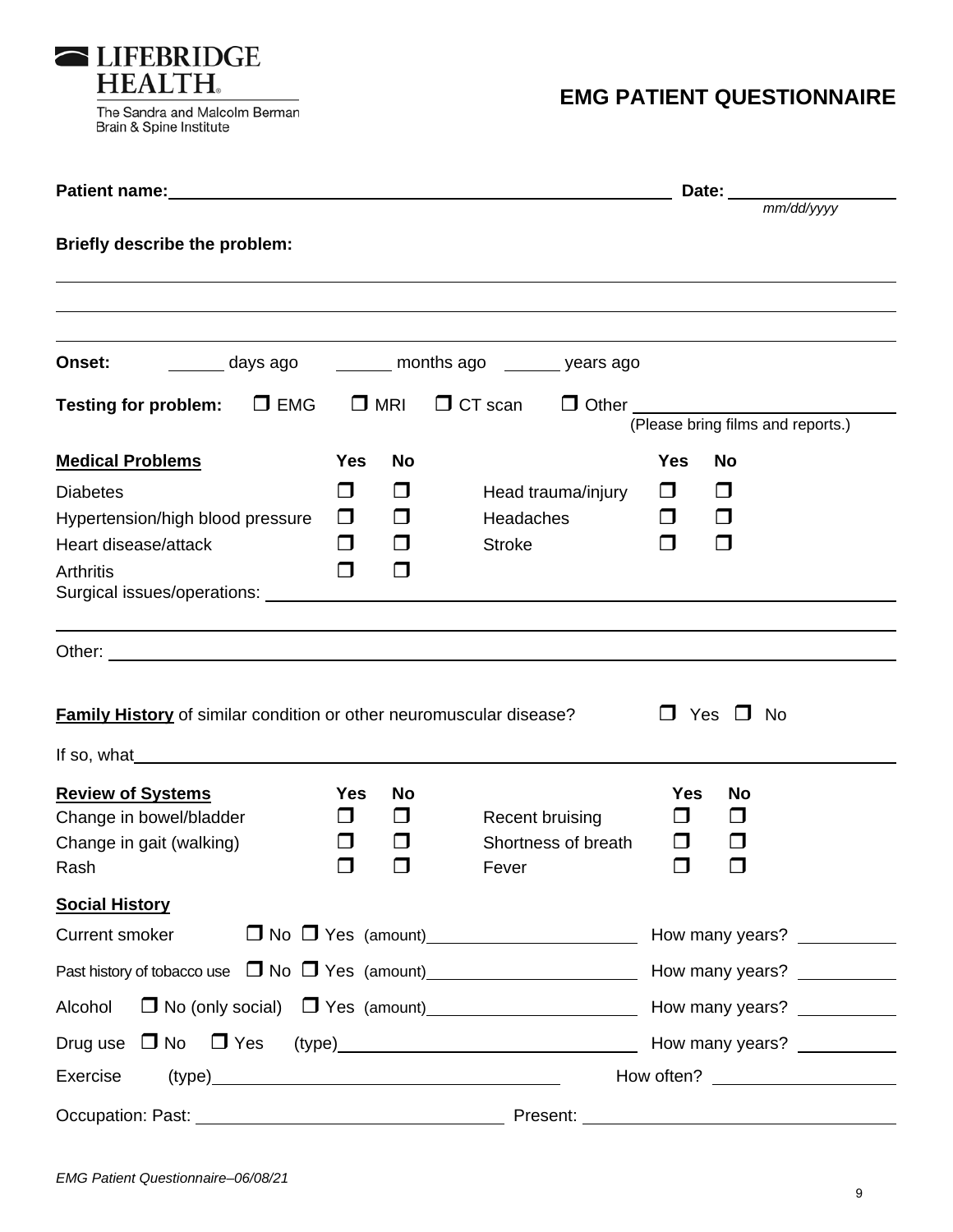LIFEBRIDGE HEALTH

The Sandra and Malcolm Berman Brain & Spine Institute

# EMG PATIENT QUESTIONNAIRE

**Patient name:** \_\_\_\_\_\_\_\_\_\_\_\_\_\_\_\_\_\_\_\_\_\_\_\_\_\_\_\_\_\_\_\_\_\_\_\_ **Date:** \_\_\_\_\_\_\_\_\_\_\_\_
*mm/dd/yyyy*

**Briefly describe the problem:**

\_\_\_\_\_\_\_\_\_\_\_\_\_\_\_\_\_\_\_\_\_\_\_\_\_\_\_\_\_\_\_\_\_\_\_\_\_\_\_\_\_\_\_\_\_\_\_\_\_\_\_\_\_\_\_\_\_\_\_\_

\_\_\_\_\_\_\_\_\_\_\_\_\_\_\_\_\_\_\_\_\_\_\_\_\_\_\_\_\_\_\_\_\_\_\_\_\_\_\_\_\_\_\_\_\_\_\_\_\_\_\_\_\_\_\_\_\_\_\_\_

\_\_\_\_\_\_\_\_\_\_\_\_\_\_\_\_\_\_\_\_\_\_\_\_\_\_\_\_\_\_\_\_\_\_\_\_\_\_\_\_\_\_\_\_\_\_\_\_\_\_\_\_\_\_\_\_\_\_\_\_

**Onset:** \_\_\_\_\_\_ days ago \_\_\_\_\_\_ months ago \_\_\_\_\_\_ years ago

**Testing for problem:** ☐ EMG ☐ MRI ☐ CT scan ☐ Other \_\_\_\_\_\_\_\_\_\_\_\_\_\_\_\_\_\_\_\_
(Please bring films and reports.)

| **Medical Problems** | **Yes** | **No** | | **Yes** | **No** |
|---|---|---|---|---|---|
| Diabetes | ☐ | ☐ | Head trauma/injury | ☐ | ☐ |
| Hypertension/high blood pressure | ☐ | ☐ | Headaches | ☐ | ☐ |
| Heart disease/attack | ☐ | ☐ | Stroke | ☐ | ☐ |
| Arthritis | ☐ | ☐ | | | |

Surgical issues/operations: \_\_\_\_\_\_\_\_\_\_\_\_\_\_\_\_\_\_\_\_\_\_\_\_\_\_\_\_\_\_\_\_\_\_\_\_\_\_\_\_\_\_\_\_

\_\_\_\_\_\_\_\_\_\_\_\_\_\_\_\_\_\_\_\_\_\_\_\_\_\_\_\_\_\_\_\_\_\_\_\_\_\_\_\_\_\_\_\_\_\_\_\_\_\_\_\_\_\_\_\_\_\_\_\_

Other: \_\_\_\_\_\_\_\_\_\_\_\_\_\_\_\_\_\_\_\_\_\_\_\_\_\_\_\_\_\_\_\_\_\_\_\_\_\_\_\_\_\_\_\_\_\_\_\_\_\_\_\_\_\_\_\_

**Family History** of similar condition or other neuromuscular disease? ☐ Yes ☐ No

If so, what \_\_\_\_\_\_\_\_\_\_\_\_\_\_\_\_\_\_\_\_\_\_\_\_\_\_\_\_\_\_\_\_\_\_\_\_\_\_\_\_\_\_\_\_\_\_\_\_\_\_\_\_\_\_

| **Review of Systems** | **Yes** | **No** | | **Yes** | **No** |
|---|---|---|---|---|---|
| Change in bowel/bladder | ☐ | ☐ | Recent bruising | ☐ | ☐ |
| Change in gait (walking) | ☐ | ☐ | Shortness of breath | ☐ | ☐ |
| Rash | ☐ | ☐ | Fever | ☐ | ☐ |

**Social History**

Current smoker ☐ No ☐ Yes (amount)\_\_\_\_\_\_\_\_\_\_\_\_\_\_\_\_\_\_ How many years? \_\_\_\_\_\_\_\_

Past history of tobacco use ☐ No ☐ Yes (amount)\_\_\_\_\_\_\_\_\_\_\_\_\_\_\_\_\_\_ How many years? \_\_\_\_\_\_\_\_

Alcohol ☐ No (only social) ☐ Yes (amount)\_\_\_\_\_\_\_\_\_\_\_\_\_\_\_\_\_\_ How many years? \_\_\_\_\_\_\_\_

Drug use ☐ No ☐ Yes (type)\_\_\_\_\_\_\_\_\_\_\_\_\_\_\_\_\_\_\_\_\_\_\_\_ How many years? \_\_\_\_\_\_\_\_

Exercise (type)\_\_\_\_\_\_\_\_\_\_\_\_\_\_\_\_\_\_\_\_\_\_\_\_\_\_\_\_ How often? \_\_\_\_\_\_\_\_\_\_\_\_\_\_

Occupation: Past: \_\_\_\_\_\_\_\_\_\_\_\_\_\_\_\_\_\_\_\_\_\_\_\_ Present: \_\_\_\_\_\_\_\_\_\_\_\_\_\_\_\_\_\_\_\_\_\_\_\_

*EMG Patient Questionnaire–06/08/21*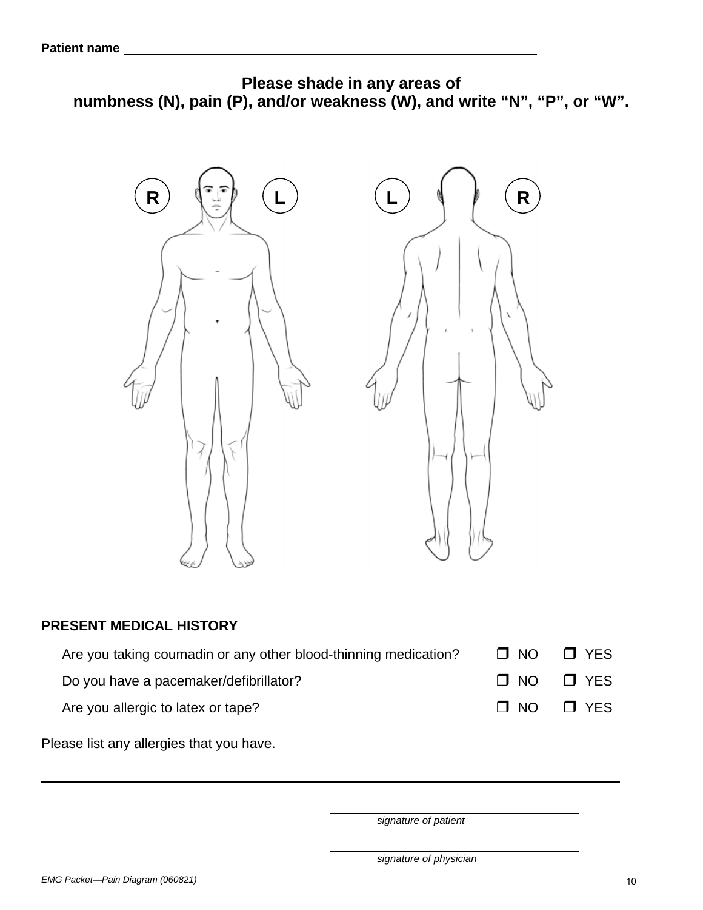**Patient name** ____________________________________________

## Please shade in any areas of numbness (N), pain (P), and/or weakness (W), and write "N", "P", or "W".

R L L R

**PRESENT MEDICAL HISTORY**

| | | |
|---|---|---|
| Are you taking coumadin or any other blood-thinning medication? | ❐ NO | ❐ YES |
| Do you have a pacemaker/defibrillator? | ❐ NO | ❐ YES |
| Are you allergic to latex or tape? | ❐ NO | ❐ YES |

Please list any allergies that you have.

____________________________________________

____________________________________________
*signature of patient*

____________________________________________
*signature of physician*

*EMG Packet—Pain Diagram (060821)*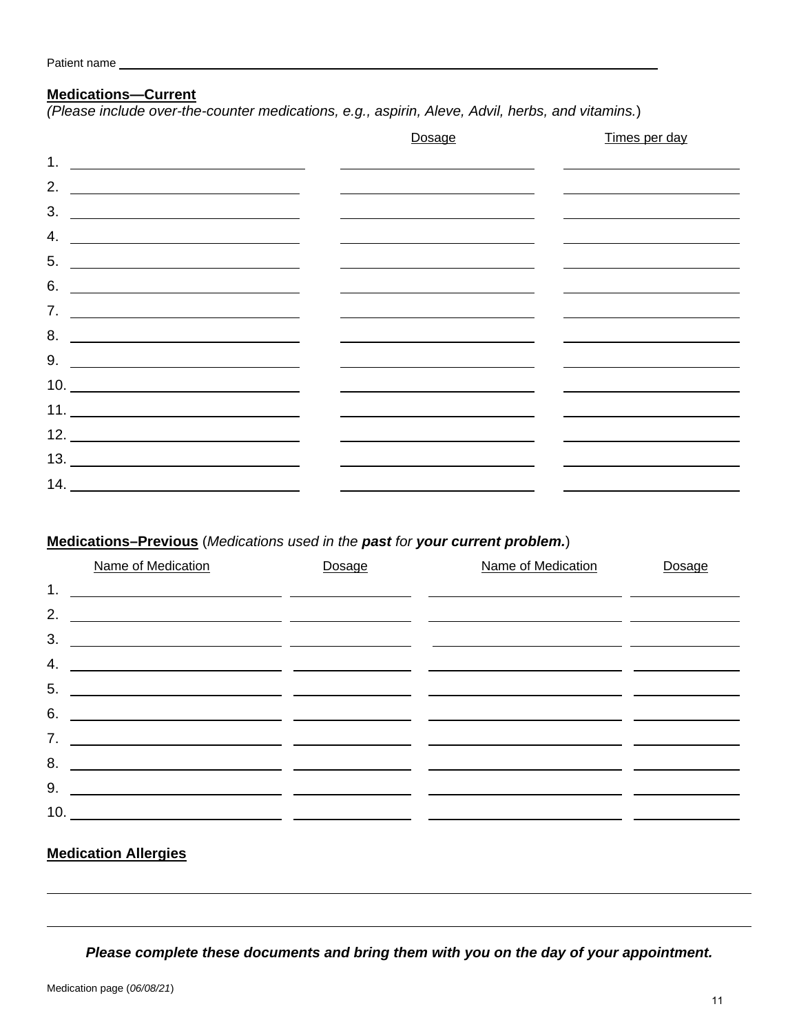Patient name ______________________________________________________________

**Medications—Current**
*(Please include over-the-counter medications, e.g., aspirin, Aleve, Advil, herbs, and vitamins.*)

| | Dosage | Times per day |
|---|---|---|
| 1. | | |
| 2. | | |
| 3. | | |
| 4. | | |
| 5. | | |
| 6. | | |
| 7. | | |
| 8. | | |
| 9. | | |
| 10. | | |
| 11. | | |
| 12. | | |
| 13. | | |
| 14. | | |

**Medications–Previous** (*Medications used in the **past** for **your current problem.***)

| Name of Medication | Dosage | Name of Medication | Dosage |
|---|---|---|---|
| 1. | | | |
| 2. | | | |
| 3. | | | |
| 4. | | | |
| 5. | | | |
| 6. | | | |
| 7. | | | |
| 8. | | | |
| 9. | | | |
| 10. | | | |

**Medication Allergies**

______________________________________________________________

______________________________________________________________

***Please complete these documents and bring them with you on the day of your appointment.***

Medication page (*06/08/21*)